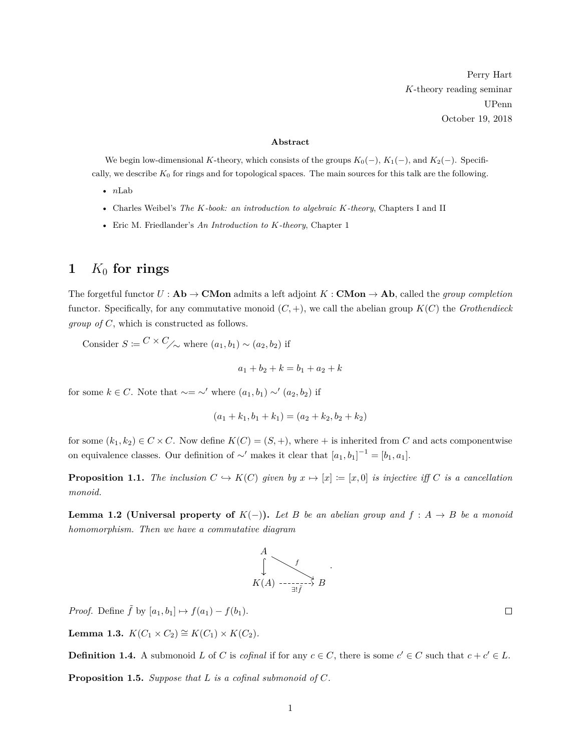Perry Hart
$K$-theory reading seminar
UPenn
October 19, 2018

**Abstract**

We begin low-dimensional $K$-theory, which consists of the groups $K_0(-)$, $K_1(-)$, and $K_2(-)$. Specifically, we describe $K_0$ for rings and for topological spaces. The main sources for this talk are the following.

- *n*Lab
- Charles Weibel's *The K-book: an introduction to algebraic K-theory*, Chapters I and II
- Eric M. Friedlander's *An Introduction to K-theory*, Chapter 1

# 1 $K_0$ for rings

The forgetful functor $U : \mathbf{Ab} \to \mathbf{CMon}$ admits a left adjoint $K : \mathbf{CMon} \to \mathbf{Ab}$, called the *group completion* functor. Specifically, for any commutative monoid $(C, +)$, we call the abelian group $K(C)$ the *Grothendieck group of $C$*, which is constructed as follows.

Consider $S := {C \times C}/{\sim}$ where $(a_1, b_1) \sim (a_2, b_2)$ if

$$a_1 + b_2 + k = b_1 + a_2 + k$$

for some $k \in C$. Note that $\sim = \sim'$ where $(a_1, b_1) \sim' (a_2, b_2)$ if

$$(a_1 + k_1, b_1 + k_1) = (a_2 + k_2, b_2 + k_2)$$

for some $(k_1, k_2) \in C \times C$. Now define $K(C) = (S, +)$, where $+$ is inherited from $C$ and acts componentwise on equivalence classes. Our definition of $\sim'$ makes it clear that $[a_1, b_1]^{-1} = [b_1, a_1]$.

**Proposition 1.1.** *The inclusion $C \hookrightarrow K(C)$ given by $x \mapsto [x] := [x, 0]$ is injective iff $C$ is a cancellation monoid.*

**Lemma 1.2 (Universal property of $K(-)$).** *Let $B$ be an abelian group and $f : A \to B$ be a monoid homomorphism. Then we have a commutative diagram*

$$\begin{array}{ccc} A & \xrightarrow{f} & B \\ \downarrow & \nearrow_{\exists! \tilde{f}} & \\ K(A) & & \end{array}$$

*Proof.* Define $\tilde{f}$ by $[a_1, b_1] \mapsto f(a_1) - f(b_1)$. □

**Lemma 1.3.** $K(C_1 \times C_2) \cong K(C_1) \times K(C_2)$.

**Definition 1.4.** A submonoid $L$ of $C$ is *cofinal* if for any $c \in C$, there is some $c' \in C$ such that $c + c' \in L$.

**Proposition 1.5.** *Suppose that $L$ is a cofinal submonoid of $C$.*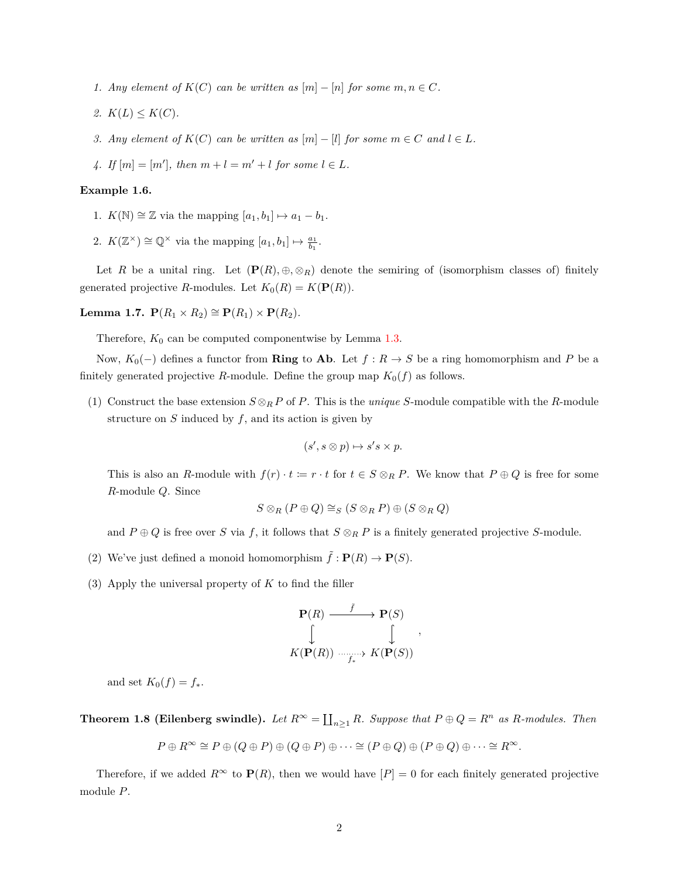1. *Any element of $K(C)$ can be written as $[m] - [n]$ for some $m, n \in C$.*
2. *$K(L) \leq K(C)$.*
3. *Any element of $K(C)$ can be written as $[m] - [l]$ for some $m \in C$ and $l \in L$.*
4. *If $[m] = [m']$, then $m + l = m' + l$ for some $l \in L$.*

**Example 1.6.**

1. $K(\mathbb{N}) \cong \mathbb{Z}$ via the mapping $[a_1, b_1] \mapsto a_1 - b_1$.
2. $K(\mathbb{Z}^\times) \cong \mathbb{Q}^\times$ via the mapping $[a_1, b_1] \mapsto \frac{a_1}{b_1}$.

Let $R$ be a unital ring. Let $(\mathbf{P}(R), \oplus, \otimes_R)$ denote the semiring of (isomorphism classes of) finitely generated projective $R$-modules. Let $K_0(R) = K(\mathbf{P}(R))$.

**Lemma 1.7.** $\mathbf{P}(R_1 \times R_2) \cong \mathbf{P}(R_1) \times \mathbf{P}(R_2)$.

Therefore, $K_0$ can be computed componentwise by Lemma 1.3.

Now, $K_0(-)$ defines a functor from **Ring** to **Ab**. Let $f : R \to S$ be a ring homomorphism and $P$ be a finitely generated projective $R$-module. Define the group map $K_0(f)$ as follows.

(1) Construct the base extension $S \otimes_R P$ of $P$. This is the *unique* $S$-module compatible with the $R$-module structure on $S$ induced by $f$, and its action is given by

$$(s', s \otimes p) \mapsto s's \times p.$$

This is also an $R$-module with $f(r) \cdot t := r \cdot t$ for $t \in S \otimes_R P$. We know that $P \oplus Q$ is free for some $R$-module $Q$. Since

$$S \otimes_R (P \oplus Q) \cong_S (S \otimes_R P) \oplus (S \otimes_R Q)$$

and $P \oplus Q$ is free over $S$ via $f$, it follows that $S \otimes_R P$ is a finitely generated projective $S$-module.

(2) We've just defined a monoid homomorphism $\tilde{f} : \mathbf{P}(R) \to \mathbf{P}(S)$.

(3) Apply the universal property of $K$ to find the filler

$$\begin{array}{ccc} \mathbf{P}(R) & \xrightarrow{\tilde{f}} & \mathbf{P}(S) \\ \downarrow & & \downarrow \\ K(\mathbf{P}(R)) & \xrightarrow{f_*} & K(\mathbf{P}(S)) \end{array},$$

and set $K_0(f) = f_*$.

**Theorem 1.8 (Eilenberg swindle).** *Let $R^\infty = \coprod_{n \geq 1} R$. Suppose that $P \oplus Q = R^n$ as $R$-modules. Then*

$$P \oplus R^\infty \cong P \oplus (Q \oplus P) \oplus (Q \oplus P) \oplus \cdots \cong (P \oplus Q) \oplus (P \oplus Q) \oplus \cdots \cong R^\infty.$$

Therefore, if we added $R^\infty$ to $\mathbf{P}(R)$, then we would have $[P] = 0$ for each finitely generated projective module $P$.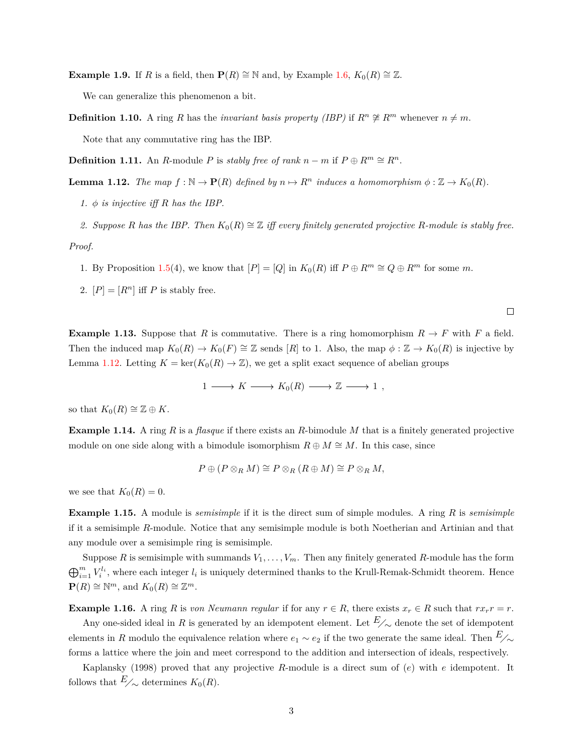**Example 1.9.** If $R$ is a field, then $\mathbf{P}(R) \cong \mathbb{N}$ and, by Example 1.6, $K_0(R) \cong \mathbb{Z}$.

We can generalize this phenomenon a bit.

**Definition 1.10.** A ring $R$ has the *invariant basis property (IBP)* if $R^n \not\cong R^m$ whenever $n \neq m$.

Note that any commutative ring has the IBP.

**Definition 1.11.** An $R$-module $P$ is *stably free of rank $n - m$* if $P \oplus R^m \cong R^n$.

**Lemma 1.12.** *The map $f : \mathbb{N} \to \mathbf{P}(R)$ defined by $n \mapsto R^n$ induces a homomorphism $\phi : \mathbb{Z} \to K_0(R)$.*

1. *$\phi$ is injective iff $R$ has the IBP.*
2. *Suppose $R$ has the IBP. Then $K_0(R) \cong \mathbb{Z}$ iff every finitely generated projective $R$-module is stably free.*

*Proof.*

1. By Proposition 1.5(4), we know that $[P] = [Q]$ in $K_0(R)$ iff $P \oplus R^m \cong Q \oplus R^m$ for some $m$.
2. $[P] = [R^n]$ iff $P$ is stably free.

$\square$

**Example 1.13.** Suppose that $R$ is commutative. There is a ring homomorphism $R \to F$ with $F$ a field. Then the induced map $K_0(R) \to K_0(F) \cong \mathbb{Z}$ sends $[R]$ to 1. Also, the map $\phi : \mathbb{Z} \to K_0(R)$ is injective by Lemma 1.12. Letting $K = \ker(K_0(R) \to \mathbb{Z})$, we get a split exact sequence of abelian groups

$$1 \longrightarrow K \longrightarrow K_0(R) \longrightarrow \mathbb{Z} \longrightarrow 1 \ ,$$

so that $K_0(R) \cong \mathbb{Z} \oplus K$.

**Example 1.14.** A ring $R$ is a *flasque* if there exists an $R$-bimodule $M$ that is a finitely generated projective module on one side along with a bimodule isomorphism $R \oplus M \cong M$. In this case, since

$$P \oplus (P \otimes_R M) \cong P \otimes_R (R \oplus M) \cong P \otimes_R M,$$

we see that $K_0(R) = 0$.

**Example 1.15.** A module is *semisimple* if it is the direct sum of simple modules. A ring $R$ is *semisimple* if it a semisimple $R$-module. Notice that any semisimple module is both Noetherian and Artinian and that any module over a semisimple ring is semisimple.

Suppose $R$ is semisimple with summands $V_1, \ldots, V_m$. Then any finitely generated $R$-module has the form $\bigoplus_{i=1}^m V_i^{l_i}$, where each integer $l_i$ is uniquely determined thanks to the Krull-Remak-Schmidt theorem. Hence $\mathbf{P}(R) \cong \mathbb{N}^m$, and $K_0(R) \cong \mathbb{Z}^m$.

**Example 1.16.** A ring $R$ is *von Neumann regular* if for any $r \in R$, there exists $x_r \in R$ such that $r x_r r = r$.

Any one-sided ideal in $R$ is generated by an idempotent element. Let $E/\sim$ denote the set of idempotent elements in $R$ modulo the equivalence relation where $e_1 \sim e_2$ if the two generate the same ideal. Then $E/\sim$ forms a lattice where the join and meet correspond to the addition and intersection of ideals, respectively.

Kaplansky (1998) proved that any projective $R$-module is a direct sum of $(e)$ with $e$ idempotent. It follows that $E/\sim$ determines $K_0(R)$.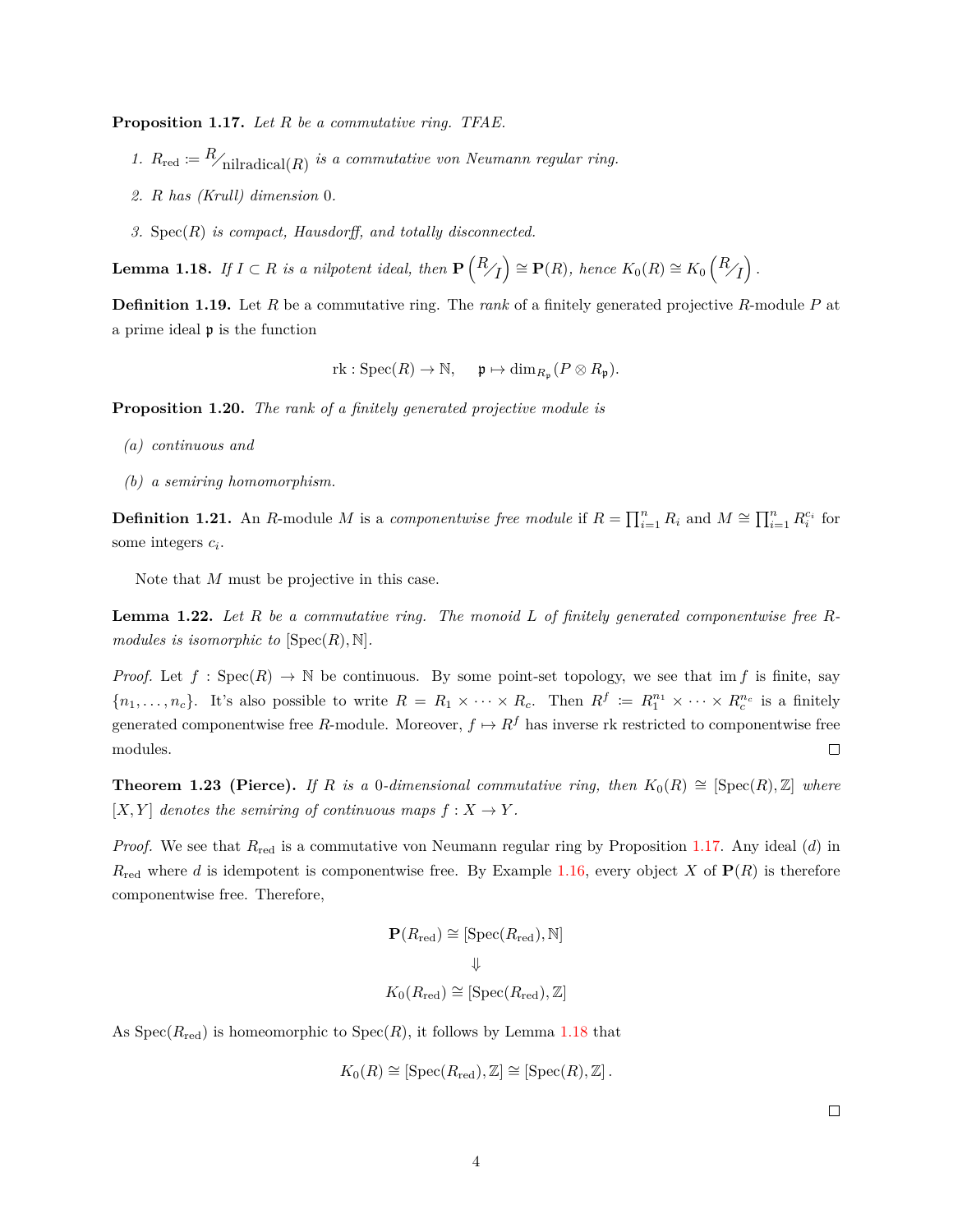**Proposition 1.17.** *Let $R$ be a commutative ring. TFAE.*

1. *$R_{\text{red}} := R/_{\text{nilradical}(R)}$ is a commutative von Neumann regular ring.*
2. *$R$ has (Krull) dimension 0.*
3. *$\text{Spec}(R)$ is compact, Hausdorff, and totally disconnected.*

**Lemma 1.18.** *If $I \subset R$ is a nilpotent ideal, then $\mathbf{P}\left(R/_I\right) \cong \mathbf{P}(R)$, hence $K_0(R) \cong K_0\left(R/_I\right)$.*

**Definition 1.19.** Let $R$ be a commutative ring. The *rank* of a finitely generated projective $R$-module $P$ at a prime ideal $\mathfrak{p}$ is the function

$$\text{rk} : \text{Spec}(R) \to \mathbb{N}, \quad \mathfrak{p} \mapsto \dim_{R_\mathfrak{p}}(P \otimes R_\mathfrak{p}).$$

**Proposition 1.20.** *The rank of a finitely generated projective module is*

(a) *continuous and*

(b) *a semiring homomorphism.*

**Definition 1.21.** An $R$-module $M$ is a *componentwise free module* if $R = \prod_{i=1}^n R_i$ and $M \cong \prod_{i=1}^n R_i^{c_i}$ for some integers $c_i$.

Note that $M$ must be projective in this case.

**Lemma 1.22.** *Let $R$ be a commutative ring. The monoid $L$ of finitely generated componentwise free $R$-modules is isomorphic to $[\text{Spec}(R), \mathbb{N}]$.*

*Proof.* Let $f : \text{Spec}(R) \to \mathbb{N}$ be continuous. By some point-set topology, we see that $\text{im} f$ is finite, say $\{n_1, \ldots, n_c\}$. It's also possible to write $R = R_1 \times \cdots \times R_c$. Then $R^f := R_1^{n_1} \times \cdots \times R_c^{n_c}$ is a finitely generated componentwise free $R$-module. Moreover, $f \mapsto R^f$ has inverse rk restricted to componentwise free modules. □

**Theorem 1.23 (Pierce).** *If $R$ is a 0-dimensional commutative ring, then $K_0(R) \cong [\text{Spec}(R), \mathbb{Z}]$ where $[X, Y]$ denotes the semiring of continuous maps $f : X \to Y$.*

*Proof.* We see that $R_{\text{red}}$ is a commutative von Neumann regular ring by Proposition 1.17. Any ideal $(d)$ in $R_{\text{red}}$ where $d$ is idempotent is componentwise free. By Example 1.16, every object $X$ of $\mathbf{P}(R)$ is therefore componentwise free. Therefore,

$$\begin{gathered} \mathbf{P}(R_{\text{red}}) \cong [\text{Spec}(R_{\text{red}}), \mathbb{N}] \\ \Downarrow \\ K_0(R_{\text{red}}) \cong [\text{Spec}(R_{\text{red}}), \mathbb{Z}] \end{gathered}$$

As $\text{Spec}(R_{\text{red}})$ is homeomorphic to $\text{Spec}(R)$, it follows by Lemma 1.18 that

$$K_0(R) \cong [\text{Spec}(R_{\text{red}}), \mathbb{Z}] \cong [\text{Spec}(R), \mathbb{Z}].$$

□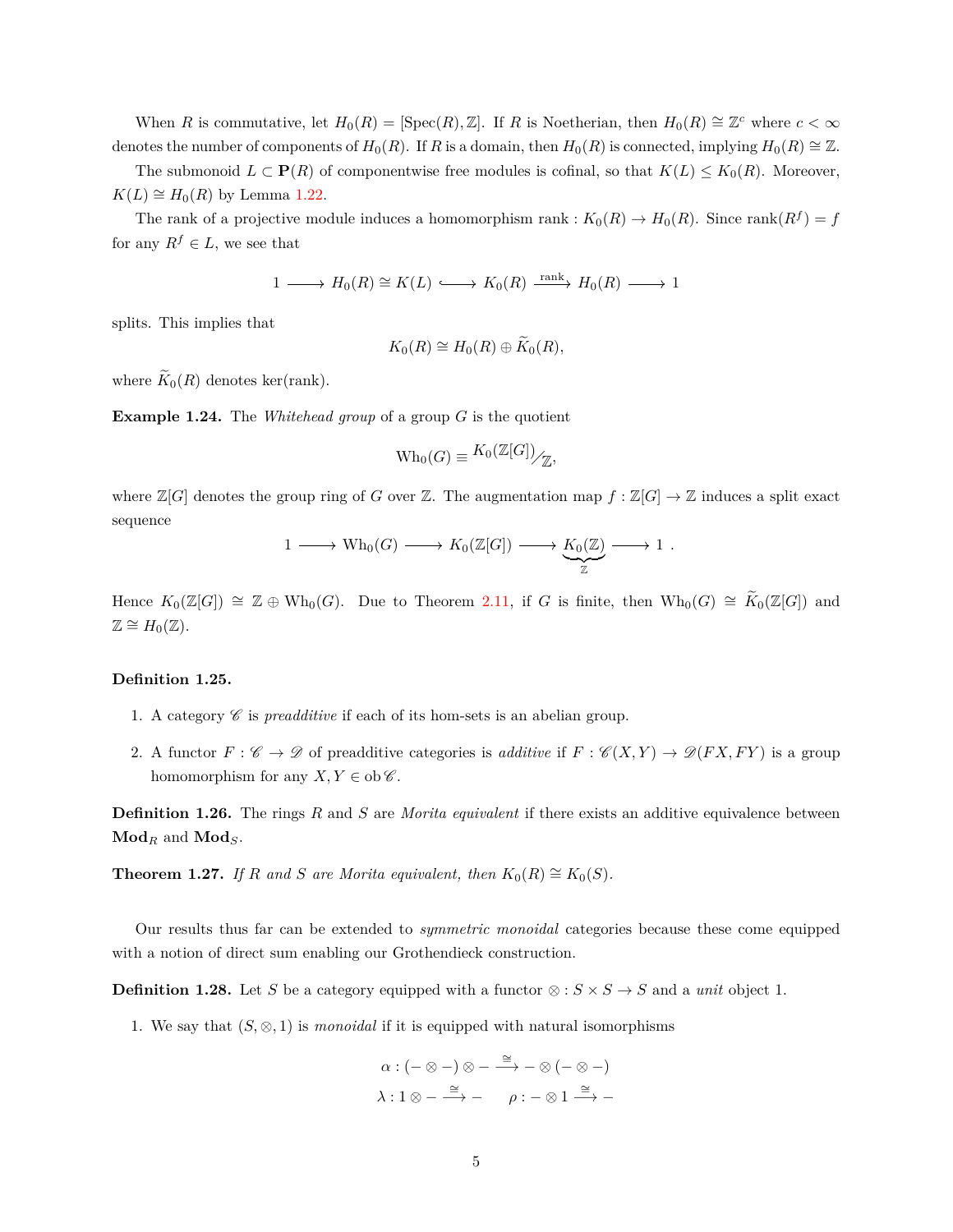When $R$ is commutative, let $H_0(R) = [\mathrm{Spec}(R), \mathbb{Z}]$. If $R$ is Noetherian, then $H_0(R) \cong \mathbb{Z}^c$ where $c < \infty$ denotes the number of components of $H_0(R)$. If $R$ is a domain, then $H_0(R)$ is connected, implying $H_0(R) \cong \mathbb{Z}$.

The submonoid $L \subset \mathbf{P}(R)$ of componentwise free modules is cofinal, so that $K(L) \leq K_0(R)$. Moreover, $K(L) \cong H_0(R)$ by Lemma 1.22.

The rank of a projective module induces a homomorphism $\mathrm{rank} : K_0(R) \to H_0(R)$. Since $\mathrm{rank}(R^f) = f$ for any $R^f \in L$, we see that

$$1 \longrightarrow H_0(R) \cong K(L) \hookrightarrow K_0(R) \xrightarrow{\mathrm{rank}} H_0(R) \longrightarrow 1$$

splits. This implies that

$$K_0(R) \cong H_0(R) \oplus \widetilde{K}_0(R),$$

where $\widetilde{K}_0(R)$ denotes $\ker(\mathrm{rank})$.

**Example 1.24.** The *Whitehead group* of a group $G$ is the quotient

$$\mathrm{Wh}_0(G) \equiv {}^{K_0(\mathbb{Z}[G])}\!/\!_{\mathbb{Z}},$$

where $\mathbb{Z}[G]$ denotes the group ring of $G$ over $\mathbb{Z}$. The augmentation map $f : \mathbb{Z}[G] \to \mathbb{Z}$ induces a split exact sequence

$$1 \longrightarrow \mathrm{Wh}_0(G) \longrightarrow K_0(\mathbb{Z}[G]) \longrightarrow \underbrace{K_0(\mathbb{Z})}_{\mathbb{Z}} \longrightarrow 1 \ .$$

Hence $K_0(\mathbb{Z}[G]) \cong \mathbb{Z} \oplus \mathrm{Wh}_0(G)$. Due to Theorem 2.11, if $G$ is finite, then $\mathrm{Wh}_0(G) \cong \widetilde{K}_0(\mathbb{Z}[G])$ and $\mathbb{Z} \cong H_0(\mathbb{Z})$.

**Definition 1.25.**

1. A category $\mathscr{C}$ is *preadditive* if each of its hom-sets is an abelian group.
2. A functor $F : \mathscr{C} \to \mathscr{D}$ of preadditive categories is *additive* if $F : \mathscr{C}(X, Y) \to \mathscr{D}(FX, FY)$ is a group homomorphism for any $X, Y \in \mathrm{ob}\,\mathscr{C}$.

**Definition 1.26.** The rings $R$ and $S$ are *Morita equivalent* if there exists an additive equivalence between $\mathbf{Mod}_R$ and $\mathbf{Mod}_S$.

**Theorem 1.27.** *If $R$ and $S$ are Morita equivalent, then $K_0(R) \cong K_0(S)$.*

Our results thus far can be extended to *symmetric monoidal* categories because these come equipped with a notion of direct sum enabling our Grothendieck construction.

**Definition 1.28.** Let $S$ be a category equipped with a functor $\otimes : S \times S \to S$ and a *unit* object $1$.

1. We say that $(S, \otimes, 1)$ is *monoidal* if it is equipped with natural isomorphisms

$$\alpha : (-\otimes -) \otimes - \xrightarrow{\cong} - \otimes (- \otimes -)$$
$$\lambda : 1 \otimes - \xrightarrow{\cong} - \qquad \rho : - \otimes 1 \xrightarrow{\cong} -$$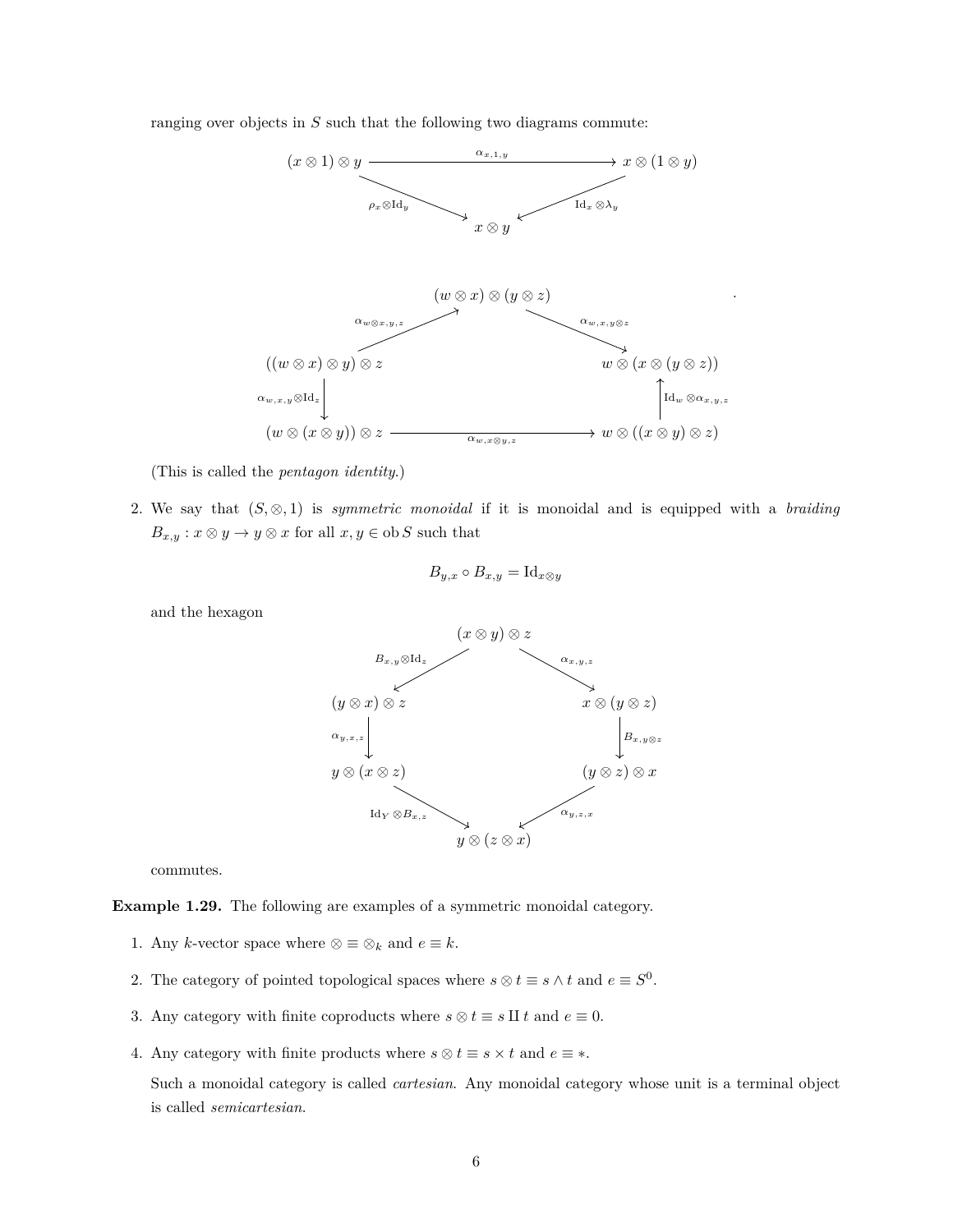ranging over objects in $S$ such that the following two diagrams commute:

$$
\begin{array}{ccc}
(x \otimes 1) \otimes y & \xrightarrow{\alpha_{x,1,y}} & x \otimes (1 \otimes y) \\
& \searrow^{\rho_x \otimes \mathrm{Id}_y} \quad \swarrow_{\mathrm{Id}_x \otimes \lambda_y} & \\
& x \otimes y &
\end{array}
$$

$$
\begin{array}{ccccc}
& & (w \otimes x) \otimes (y \otimes z) & & \\
& \nearrow^{\alpha_{w \otimes x, y, z}} & & \searrow^{\alpha_{w,x,y \otimes z}} & \\
((w \otimes x) \otimes y) \otimes z & & & & w \otimes (x \otimes (y \otimes z)) \\
\downarrow{\scriptstyle \alpha_{w,x,y} \otimes \mathrm{Id}_z} & & & & \uparrow{\scriptstyle \mathrm{Id}_w \otimes \alpha_{x,y,z}} \\
(w \otimes (x \otimes y)) \otimes z & & \xrightarrow{\alpha_{w,x \otimes y, z}} & & w \otimes ((x \otimes y) \otimes z)
\end{array}
$$

(This is called the *pentagon identity*.)

2. We say that $(S, \otimes, 1)$ is *symmetric monoidal* if it is monoidal and is equipped with a *braiding* $B_{x,y} : x \otimes y \to y \otimes x$ for all $x, y \in \mathrm{ob}\, S$ such that

$$B_{y,x} \circ B_{x,y} = \mathrm{Id}_{x \otimes y}$$

and the hexagon

$$
\begin{array}{ccccc}
& & (x \otimes y) \otimes z & & \\
& \swarrow^{B_{x,y} \otimes \mathrm{Id}_z} & & \searrow^{\alpha_{x,y,z}} & \\
(y \otimes x) \otimes z & & & & x \otimes (y \otimes z) \\
\downarrow{\scriptstyle \alpha_{y,x,z}} & & & & \downarrow{\scriptstyle B_{x,y \otimes z}} \\
y \otimes (x \otimes z) & & & & (y \otimes z) \otimes x \\
& \searrow_{\mathrm{Id}_Y \otimes B_{x,z}} & & \swarrow_{\alpha_{y,z,x}} & \\
& & y \otimes (z \otimes x) & &
\end{array}
$$

commutes.

**Example 1.29.** The following are examples of a symmetric monoidal category.

1. Any $k$-vector space where $\otimes \equiv \otimes_k$ and $e \equiv k$.
2. The category of pointed topological spaces where $s \otimes t \equiv s \wedge t$ and $e \equiv S^0$.
3. Any category with finite coproducts where $s \otimes t \equiv s \amalg t$ and $e \equiv 0$.
4. Any category with finite products where $s \otimes t \equiv s \times t$ and $e \equiv *$.

   Such a monoidal category is called *cartesian*. Any monoidal category whose unit is a terminal object is called *semicartesian*.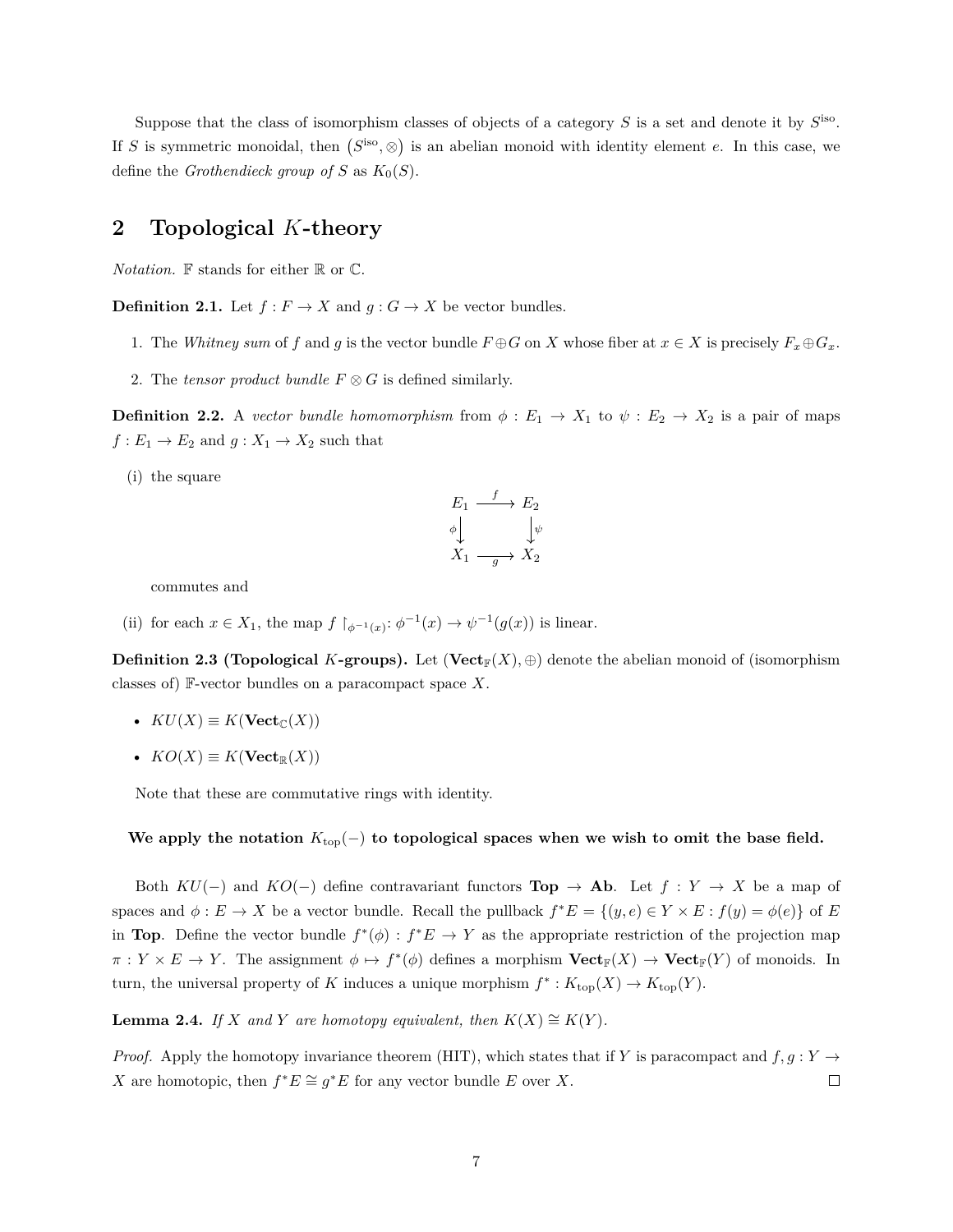Suppose that the class of isomorphism classes of objects of a category $S$ is a set and denote it by $S^{\text{iso}}$. If $S$ is symmetric monoidal, then $\left(S^{\text{iso}}, \otimes\right)$ is an abelian monoid with identity element $e$. In this case, we define the *Grothendieck group of $S$* as $K_0(S)$.

## 2 Topological $K$-theory

*Notation.* $\mathbb{F}$ stands for either $\mathbb{R}$ or $\mathbb{C}$.

**Definition 2.1.** Let $f : F \to X$ and $g : G \to X$ be vector bundles.

1. The *Whitney sum* of $f$ and $g$ is the vector bundle $F \oplus G$ on $X$ whose fiber at $x \in X$ is precisely $F_x \oplus G_x$.
2. The *tensor product bundle* $F \otimes G$ is defined similarly.

**Definition 2.2.** A *vector bundle homomorphism* from $\phi : E_1 \to X_1$ to $\psi : E_2 \to X_2$ is a pair of maps $f : E_1 \to E_2$ and $g : X_1 \to X_2$ such that

(i) the square

$$\begin{array}{ccc} E_1 & \xrightarrow{f} & E_2 \\ {\scriptstyle\phi}\downarrow & & \downarrow{\scriptstyle\psi} \\ X_1 & \xrightarrow[g]{} & X_2 \end{array}$$

commutes and

(ii) for each $x \in X_1$, the map $f \restriction_{\phi^{-1}(x)} : \phi^{-1}(x) \to \psi^{-1}(g(x))$ is linear.

**Definition 2.3 (Topological $K$-groups).** Let $(\mathbf{Vect}_{\mathbb{F}}(X), \oplus)$ denote the abelian monoid of (isomorphism classes of) $\mathbb{F}$-vector bundles on a paracompact space $X$.

- $KU(X) \equiv K(\mathbf{Vect}_{\mathbb{C}}(X))$
- $KO(X) \equiv K(\mathbf{Vect}_{\mathbb{R}}(X))$

Note that these are commutative rings with identity.

**We apply the notation $K_{\text{top}}(-)$ to topological spaces when we wish to omit the base field.**

Both $KU(-)$ and $KO(-)$ define contravariant functors $\mathbf{Top} \to \mathbf{Ab}$. Let $f : Y \to X$ be a map of spaces and $\phi : E \to X$ be a vector bundle. Recall the pullback $f^*E = \{(y, e) \in Y \times E : f(y) = \phi(e)\}$ of $E$ in $\mathbf{Top}$. Define the vector bundle $f^*(\phi) : f^*E \to Y$ as the appropriate restriction of the projection map $\pi : Y \times E \to Y$. The assignment $\phi \mapsto f^*(\phi)$ defines a morphism $\mathbf{Vect}_{\mathbb{F}}(X) \to \mathbf{Vect}_{\mathbb{F}}(Y)$ of monoids. In turn, the universal property of $K$ induces a unique morphism $f^* : K_{\text{top}}(X) \to K_{\text{top}}(Y)$.

**Lemma 2.4.** *If $X$ and $Y$ are homotopy equivalent, then $K(X) \cong K(Y)$.*

*Proof.* Apply the homotopy invariance theorem (HIT), which states that if $Y$ is paracompact and $f, g : Y \to X$ are homotopic, then $f^*E \cong g^*E$ for any vector bundle $E$ over $X$. $\square$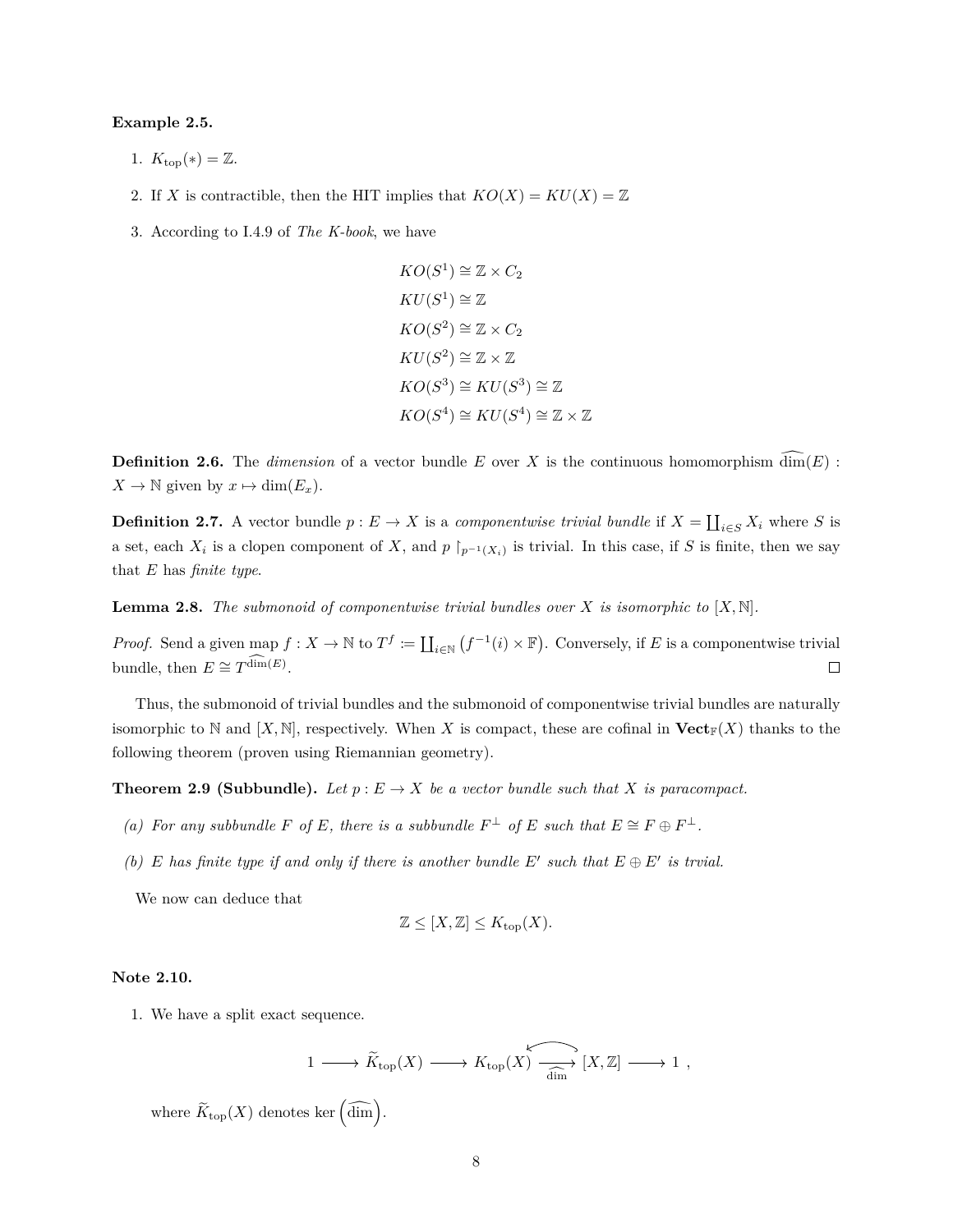**Example 2.5.**

1. $K_{\text{top}}(*) = \mathbb{Z}$.
2. If $X$ is contractible, then the HIT implies that $KO(X) = KU(X) = \mathbb{Z}$
3. According to I.4.9 of *The K-book*, we have

$$
\begin{aligned}
KO(S^1) &\cong \mathbb{Z} \times C_2 \\
KU(S^1) &\cong \mathbb{Z} \\
KO(S^2) &\cong \mathbb{Z} \times C_2 \\
KU(S^2) &\cong \mathbb{Z} \times \mathbb{Z} \\
KO(S^3) &\cong KU(S^3) \cong \mathbb{Z} \\
KO(S^4) &\cong KU(S^4) \cong \mathbb{Z} \times \mathbb{Z}
\end{aligned}
$$

**Definition 2.6.** The *dimension* of a vector bundle $E$ over $X$ is the continuous homomorphism $\widehat{\dim}(E) : X \to \mathbb{N}$ given by $x \mapsto \dim(E_x)$.

**Definition 2.7.** A vector bundle $p : E \to X$ is a *componentwise trivial bundle* if $X = \coprod_{i \in S} X_i$ where $S$ is a set, each $X_i$ is a clopen component of $X$, and $p \restriction_{p^{-1}(X_i)}$ is trivial. In this case, if $S$ is finite, then we say that $E$ has *finite type*.

**Lemma 2.8.** *The submonoid of componentwise trivial bundles over $X$ is isomorphic to $[X, \mathbb{N}]$.*

*Proof.* Send a given map $f : X \to \mathbb{N}$ to $T^f := \coprod_{i \in \mathbb{N}} \left(f^{-1}(i) \times \mathbb{F}\right)$. Conversely, if $E$ is a componentwise trivial bundle, then $E \cong T^{\widehat{\dim}(E)}$. $\square$

Thus, the submonoid of trivial bundles and the submonoid of componentwise trivial bundles are naturally isomorphic to $\mathbb{N}$ and $[X, \mathbb{N}]$, respectively. When $X$ is compact, these are cofinal in $\mathbf{Vect}_{\mathbb{F}}(X)$ thanks to the following theorem (proven using Riemannian geometry).

**Theorem 2.9 (Subbundle).** *Let $p : E \to X$ be a vector bundle such that $X$ is paracompact.*

*(a) For any subbundle $F$ of $E$, there is a subbundle $F^{\perp}$ of $E$ such that $E \cong F \oplus F^{\perp}$.*

*(b) $E$ has finite type if and only if there is another bundle $E'$ such that $E \oplus E'$ is trvial.*

We now can deduce that

$$\mathbb{Z} \leq [X, \mathbb{Z}] \leq K_{\text{top}}(X).$$

**Note 2.10.**

1. We have a split exact sequence.

$$1 \longrightarrow \widetilde{K}_{\text{top}}(X) \longrightarrow K_{\text{top}}(X) \underset{\widehat{\dim}}{\longrightarrow} [X, \mathbb{Z}] \longrightarrow 1 ,$$

where $\widetilde{K}_{\text{top}}(X)$ denotes $\ker\left(\widehat{\dim}\right)$.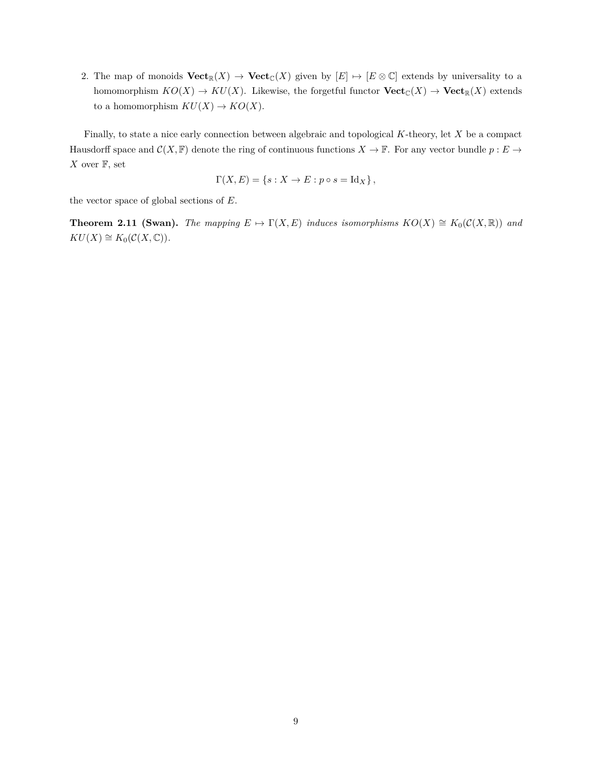2. The map of monoids $\mathbf{Vect}_{\mathbb{R}}(X) \to \mathbf{Vect}_{\mathbb{C}}(X)$ given by $[E] \mapsto [E \otimes \mathbb{C}]$ extends by universality to a homomorphism $KO(X) \to KU(X)$. Likewise, the forgetful functor $\mathbf{Vect}_{\mathbb{C}}(X) \to \mathbf{Vect}_{\mathbb{R}}(X)$ extends to a homomorphism $KU(X) \to KO(X)$.

Finally, to state a nice early connection between algebraic and topological $K$-theory, let $X$ be a compact Hausdorff space and $\mathcal{C}(X, \mathbb{F})$ denote the ring of continuous functions $X \to \mathbb{F}$. For any vector bundle $p : E \to X$ over $\mathbb{F}$, set

$$\Gamma(X, E) = \{ s : X \to E : p \circ s = \mathrm{Id}_X \},$$

the vector space of global sections of $E$.

**Theorem 2.11 (Swan).** *The mapping $E \mapsto \Gamma(X, E)$ induces isomorphisms $KO(X) \cong K_0(\mathcal{C}(X, \mathbb{R}))$ and $KU(X) \cong K_0(\mathcal{C}(X, \mathbb{C}))$.*